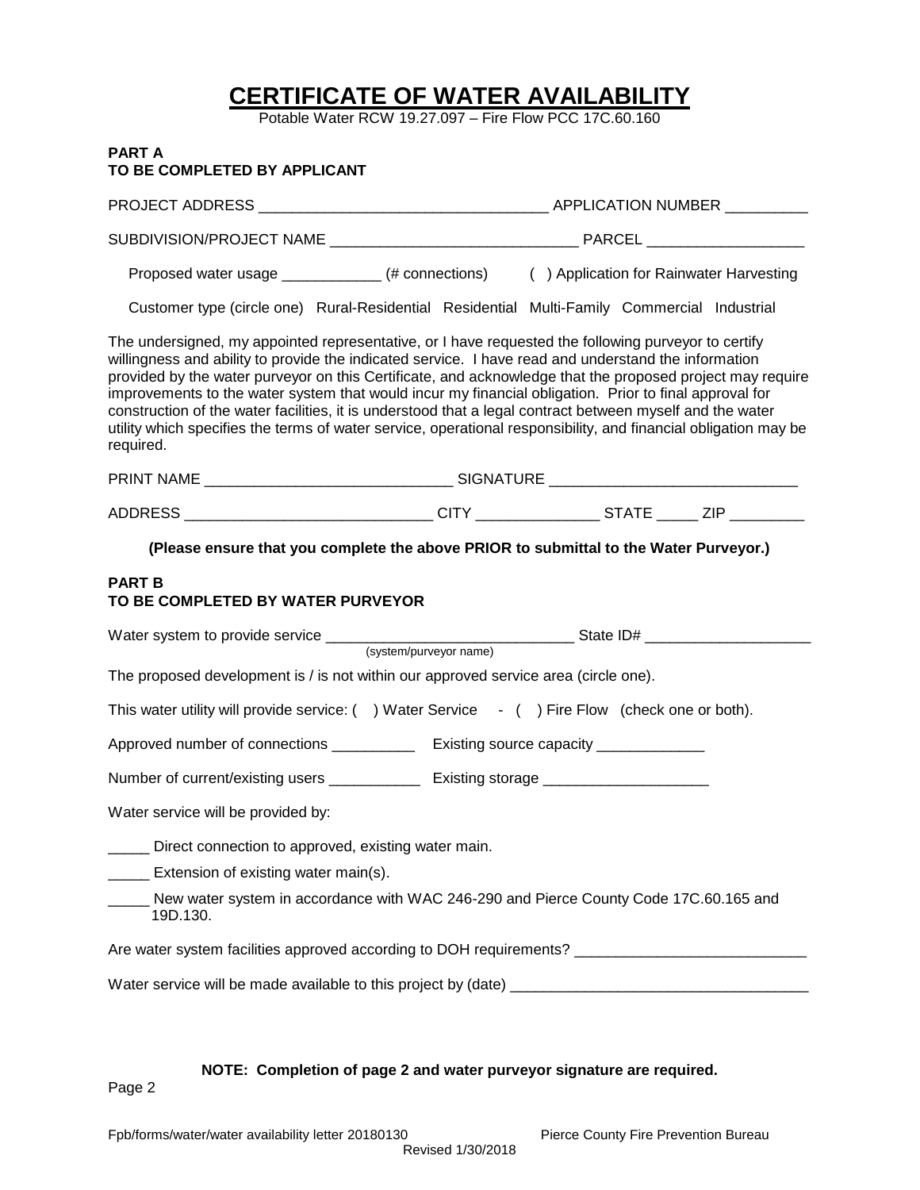# CERTIFICATE OF WATER AVAILABILITY

Potable Water RCW 19.27.097 – Fire Flow PCC 17C.60.160

**PART A**
**TO BE COMPLETED BY APPLICANT**

PROJECT ADDRESS ___________________________________ APPLICATION NUMBER __________

SUBDIVISION/PROJECT NAME ______________________________ PARCEL ___________________

Proposed water usage ____________ (# connections) ( ) Application for Rainwater Harvesting

Customer type (circle one) Rural-Residential Residential Multi-Family Commercial Industrial

The undersigned, my appointed representative, or I have requested the following purveyor to certify willingness and ability to provide the indicated service. I have read and understand the information provided by the water purveyor on this Certificate, and acknowledge that the proposed project may require improvements to the water system that would incur my financial obligation. Prior to final approval for construction of the water facilities, it is understood that a legal contract between myself and the water utility which specifies the terms of water service, operational responsibility, and financial obligation may be required.

PRINT NAME ______________________________ SIGNATURE ______________________________

ADDRESS ______________________________ CITY _______________ STATE _____ ZIP _________

**(Please ensure that you complete the above PRIOR to submittal to the Water Purveyor.)**

**PART B**
**TO BE COMPLETED BY WATER PURVEYOR**

Water system to provide service ______________________________ State ID# ____________________
(system/purveyor name)

The proposed development is / is not within our approved service area (circle one).

This water utility will provide service: ( ) Water Service - ( ) Fire Flow (check one or both).

Approved number of connections __________ Existing source capacity _____________

Number of current/existing users ___________ Existing storage ____________________

Water service will be provided by:

_____ Direct connection to approved, existing water main.

_____ Extension of existing water main(s).

_____ New water system in accordance with WAC 246-290 and Pierce County Code 17C.60.165 and 19D.130.

Are water system facilities approved according to DOH requirements? ____________________________

Water service will be made available to this project by (date) _____________________________________

**NOTE: Completion of page 2 and water purveyor signature are required.**

Page 2

Fpb/forms/water/water availability letter 20180130 Pierce County Fire Prevention Bureau
Revised 1/30/2018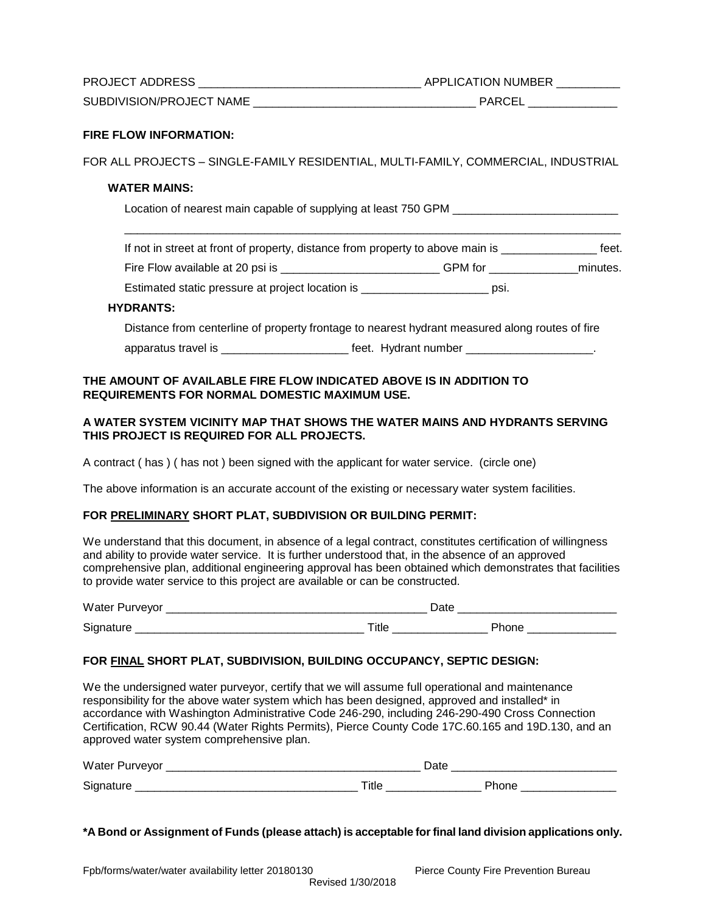PROJECT ADDRESS ___________________________________ APPLICATION NUMBER __________

SUBDIVISION/PROJECT NAME __________________________________ PARCEL ______________

**FIRE FLOW INFORMATION:**

FOR ALL PROJECTS – SINGLE-FAMILY RESIDENTIAL, MULTI-FAMILY, COMMERCIAL, INDUSTRIAL

**WATER MAINS:**

Location of nearest main capable of supplying at least 750 GPM __________________________

_________________________________________________________________________________

If not in street at front of property, distance from property to above main is _______________ feet.

Fire Flow available at 20 psi is _________________________ GPM for ______________minutes.

Estimated static pressure at project location is ____________________ psi.

**HYDRANTS:**

Distance from centerline of property frontage to nearest hydrant measured along routes of fire apparatus travel is ____________________ feet. Hydrant number ____________________.

**THE AMOUNT OF AVAILABLE FIRE FLOW INDICATED ABOVE IS IN ADDITION TO REQUIREMENTS FOR NORMAL DOMESTIC MAXIMUM USE.**

**A WATER SYSTEM VICINITY MAP THAT SHOWS THE WATER MAINS AND HYDRANTS SERVING THIS PROJECT IS REQUIRED FOR ALL PROJECTS.**

A contract ( has ) ( has not ) been signed with the applicant for water service. (circle one)

The above information is an accurate account of the existing or necessary water system facilities.

**FOR <u>PRELIMINARY</u> SHORT PLAT, SUBDIVISION OR BUILDING PERMIT:**

We understand that this document, in absence of a legal contract, constitutes certification of willingness and ability to provide water service. It is further understood that, in the absence of an approved comprehensive plan, additional engineering approval has been obtained which demonstrates that facilities to provide water service to this project are available or can be constructed.

Water Purveyor __________________________________________ Date _________________________

Signature ____________________________________ Title _______________ Phone ______________

**FOR <u>FINAL</u> SHORT PLAT, SUBDIVISION, BUILDING OCCUPANCY, SEPTIC DESIGN:**

We the undersigned water purveyor, certify that we will assume full operational and maintenance responsibility for the above water system which has been designed, approved and installed* in accordance with Washington Administrative Code 246-290, including 246-290-490 Cross Connection Certification, RCW 90.44 (Water Rights Permits), Pierce County Code 17C.60.165 and 19D.130, and an approved water system comprehensive plan.

Water Purveyor _________________________________________ Date __________________________

Signature ___________________________________ Title _______________ Phone _______________

***A Bond or Assignment of Funds (please attach) is acceptable for final land division applications only.**

Fpb/forms/water/water availability letter 20180130 Pierce County Fire Prevention Bureau
Revised 1/30/2018